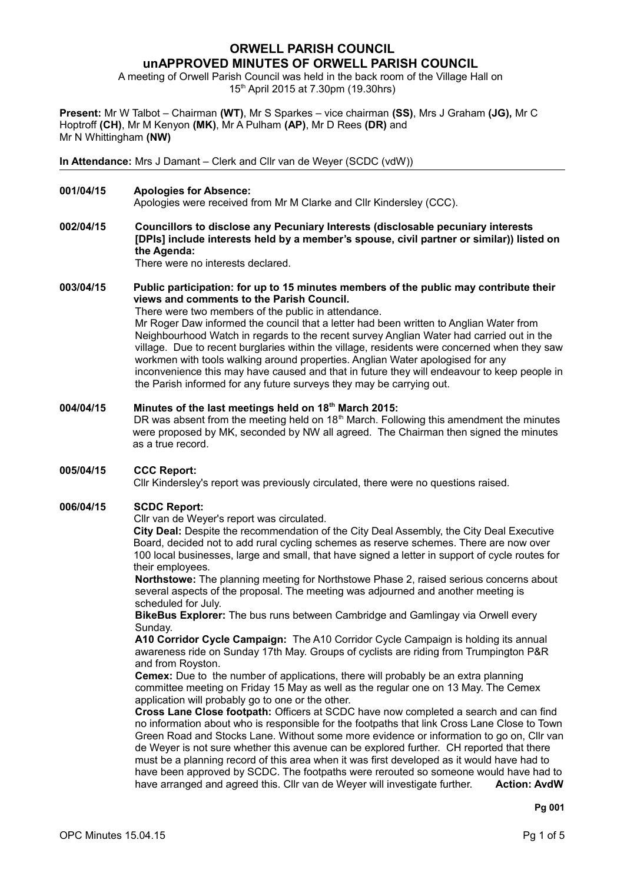# ORWELL PARISH COUNCIL

## unAPPROVED MINUTES OF ORWELL PARISH COUNCIL

A meeting of Orwell Parish Council was held in the back room of the Village Hall on 15th April 2015 at 7.30pm (19.30hrs)

**Present:** Mr W Talbot – Chairman **(WT)**, Mr S Sparkes – vice chairman **(SS)**, Mrs J Graham **(JG),** Mr C Hoptroff **(CH)**, Mr M Kenyon **(MK)**, Mr A Pulham **(AP)**, Mr D Rees **(DR)** and Mr N Whittingham **(NW)**

**In Attendance:** Mrs J Damant – Clerk and Cllr van de Weyer (SCDC (vdW))

---

**001/04/15 Apologies for Absence:**

Apologies were received from Mr M Clarke and Cllr Kindersley (CCC).

**002/04/15 Councillors to disclose any Pecuniary Interests (disclosable pecuniary interests [DPIs] include interests held by a member's spouse, civil partner or similar)) listed on the Agenda:**

There were no interests declared.

**003/04/15 Public participation: for up to 15 minutes members of the public may contribute their views and comments to the Parish Council.**

There were two members of the public in attendance.

Mr Roger Daw informed the council that a letter had been written to Anglian Water from Neighbourhood Watch in regards to the recent survey Anglian Water had carried out in the village. Due to recent burglaries within the village, residents were concerned when they saw workmen with tools walking around properties. Anglian Water apologised for any inconvenience this may have caused and that in future they will endeavour to keep people in the Parish informed for any future surveys they may be carrying out.

**004/04/15 Minutes of the last meetings held on 18th March 2015:**

DR was absent from the meeting held on 18th March. Following this amendment the minutes were proposed by MK, seconded by NW all agreed. The Chairman then signed the minutes as a true record.

**005/04/15 CCC Report:**

Cllr Kindersley's report was previously circulated, there were no questions raised.

**006/04/15 SCDC Report:**

Cllr van de Weyer's report was circulated.

**City Deal:** Despite the recommendation of the City Deal Assembly, the City Deal Executive Board, decided not to add rural cycling schemes as reserve schemes. There are now over 100 local businesses, large and small, that have signed a letter in support of cycle routes for their employees.

**Northstowe:** The planning meeting for Northstowe Phase 2, raised serious concerns about several aspects of the proposal. The meeting was adjourned and another meeting is scheduled for July.

**BikeBus Explorer:** The bus runs between Cambridge and Gamlingay via Orwell every Sunday.

**A10 Corridor Cycle Campaign:** The A10 Corridor Cycle Campaign is holding its annual awareness ride on Sunday 17th May. Groups of cyclists are riding from Trumpington P&R and from Royston.

**Cemex:** Due to the number of applications, there will probably be an extra planning committee meeting on Friday 15 May as well as the regular one on 13 May. The Cemex application will probably go to one or the other.

**Cross Lane Close footpath:** Officers at SCDC have now completed a search and can find no information about who is responsible for the footpaths that link Cross Lane Close to Town Green Road and Stocks Lane. Without some more evidence or information to go on, Cllr van de Weyer is not sure whether this avenue can be explored further. CH reported that there must be a planning record of this area when it was first developed as it would have had to have been approved by SCDC. The footpaths were rerouted so someone would have had to have arranged and agreed this. Cllr van de Weyer will investigate further. **Action: AvdW**

**Pg 001**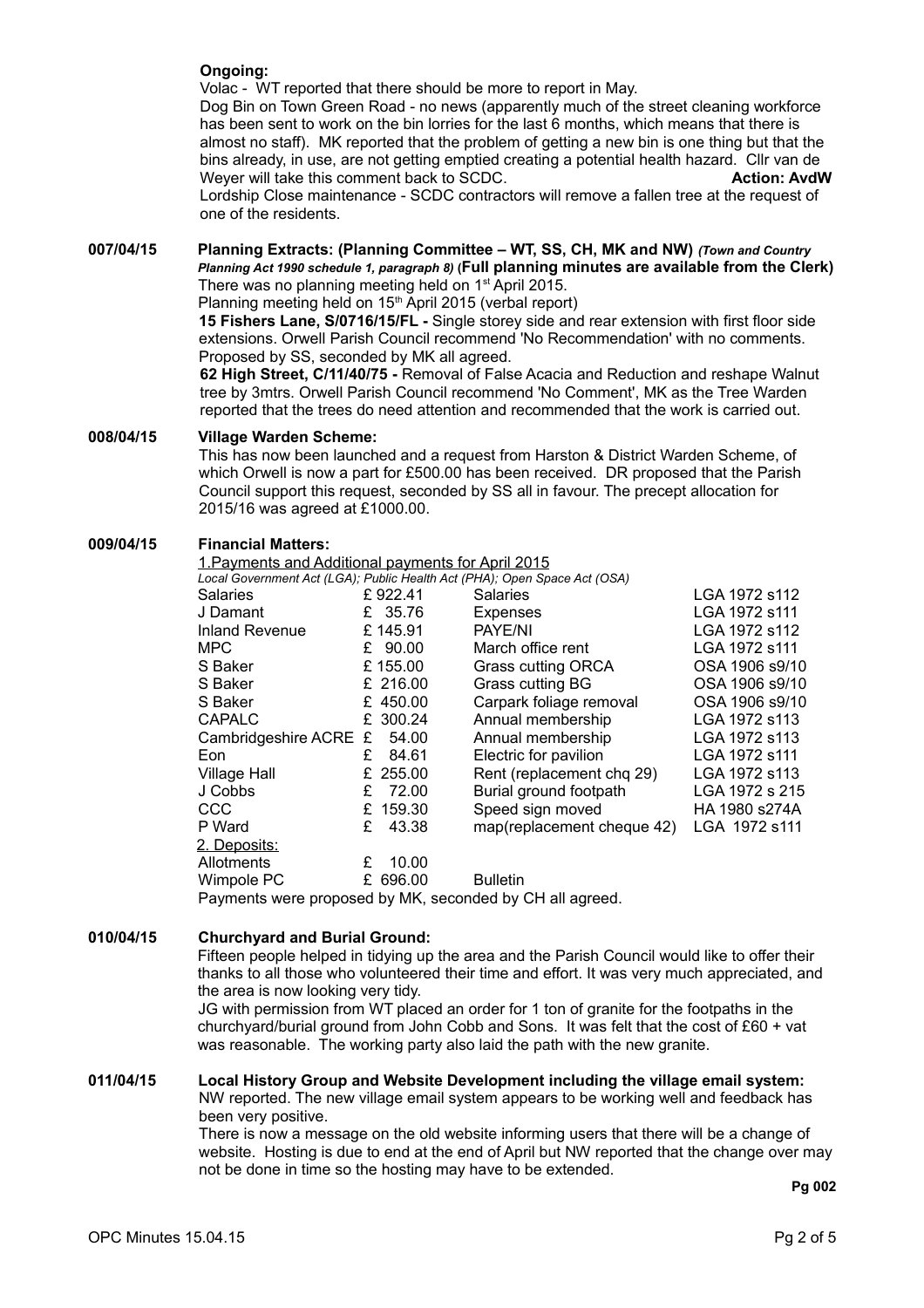**Ongoing:**

Volac - WT reported that there should be more to report in May.

Dog Bin on Town Green Road - no news (apparently much of the street cleaning workforce has been sent to work on the bin lorries for the last 6 months, which means that there is almost no staff). MK reported that the problem of getting a new bin is one thing but that the bins already, in use, are not getting emptied creating a potential health hazard. Cllr van de Weyer will take this comment back to SCDC. **Action: AvdW**

Lordship Close maintenance - SCDC contractors will remove a fallen tree at the request of one of the residents.

**007/04/15 Planning Extracts: (Planning Committee – WT, SS, CH, MK and NW)** *(Town and Country Planning Act 1990 schedule 1, paragraph 8)* **(Full planning minutes are available from the Clerk)**

There was no planning meeting held on 1st April 2015.

Planning meeting held on 15th April 2015 (verbal report)

**15 Fishers Lane, S/0716/15/FL -** Single storey side and rear extension with first floor side extensions. Orwell Parish Council recommend 'No Recommendation' with no comments. Proposed by SS, seconded by MK all agreed.

**62 High Street, C/11/40/75 -** Removal of False Acacia and Reduction and reshape Walnut tree by 3mtrs. Orwell Parish Council recommend 'No Comment', MK as the Tree Warden reported that the trees do need attention and recommended that the work is carried out.

**008/04/15 Village Warden Scheme:**

This has now been launched and a request from Harston & District Warden Scheme, of which Orwell is now a part for £500.00 has been received. DR proposed that the Parish Council support this request, seconded by SS all in favour. The precept allocation for 2015/16 was agreed at £1000.00.

**009/04/15 Financial Matters:**

1.Payments and Additional payments for April 2015

*Local Government Act (LGA); Public Health Act (PHA); Open Space Act (OSA)*

| | | | |
|---|---|---|---|
| Salaries | £ 922.41 | Salaries | LGA 1972 s112 |
| J Damant | £ 35.76 | Expenses | LGA 1972 s111 |
| Inland Revenue | £ 145.91 | PAYE/NI | LGA 1972 s112 |
| MPC | £ 90.00 | March office rent | LGA 1972 s111 |
| S Baker | £ 155.00 | Grass cutting ORCA | OSA 1906 s9/10 |
| S Baker | £ 216.00 | Grass cutting BG | OSA 1906 s9/10 |
| S Baker | £ 450.00 | Carpark foliage removal | OSA 1906 s9/10 |
| CAPALC | £ 300.24 | Annual membership | LGA 1972 s113 |
| Cambridgeshire ACRE | £ 54.00 | Annual membership | LGA 1972 s113 |
| Eon | £ 84.61 | Electric for pavilion | LGA 1972 s111 |
| Village Hall | £ 255.00 | Rent (replacement chq 29) | LGA 1972 s113 |
| J Cobbs | £ 72.00 | Burial ground footpath | LGA 1972 s 215 |
| CCC | £ 159.30 | Speed sign moved | HA 1980 s274A |
| P Ward | £ 43.38 | map(replacement cheque 42) | LGA 1972 s111 |
| 2. Deposits: | | | |
| Allotments | £ 10.00 | | |
| Wimpole PC | £ 696.00 | Bulletin | |

Payments were proposed by MK, seconded by CH all agreed.

**010/04/15 Churchyard and Burial Ground:**

Fifteen people helped in tidying up the area and the Parish Council would like to offer their thanks to all those who volunteered their time and effort. It was very much appreciated, and the area is now looking very tidy.

JG with permission from WT placed an order for 1 ton of granite for the footpaths in the churchyard/burial ground from John Cobb and Sons. It was felt that the cost of £60 + vat was reasonable. The working party also laid the path with the new granite.

**011/04/15 Local History Group and Website Development including the village email system:**

NW reported. The new village email system appears to be working well and feedback has been very positive.

There is now a message on the old website informing users that there will be a change of website. Hosting is due to end at the end of April but NW reported that the change over may not be done in time so the hosting may have to be extended.

**Pg 002**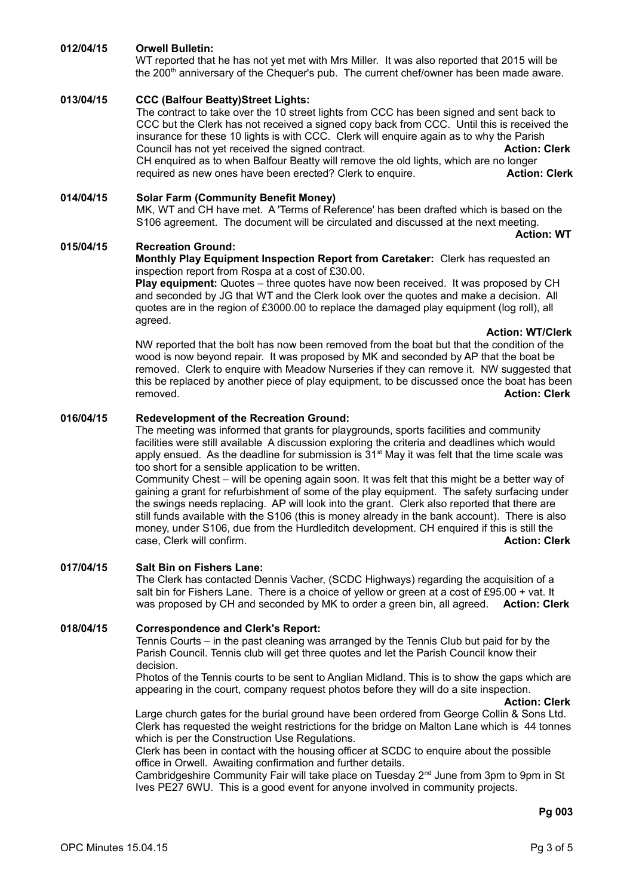**012/04/15 Orwell Bulletin:**

WT reported that he has not yet met with Mrs Miller. It was also reported that 2015 will be the 200th anniversary of the Chequer's pub. The current chef/owner has been made aware.

**013/04/15 CCC (Balfour Beatty)Street Lights:**

The contract to take over the 10 street lights from CCC has been signed and sent back to CCC but the Clerk has not received a signed copy back from CCC. Until this is received the insurance for these 10 lights is with CCC. Clerk will enquire again as to why the Parish Council has not yet received the signed contract. **Action: Clerk**

CH enquired as to when Balfour Beatty will remove the old lights, which are no longer required as new ones have been erected? Clerk to enquire. **Action: Clerk**

**014/04/15 Solar Farm (Community Benefit Money)**

MK, WT and CH have met. A 'Terms of Reference' has been drafted which is based on the S106 agreement. The document will be circulated and discussed at the next meeting.

**Action: WT**

**015/04/15 Recreation Ground:**

**Monthly Play Equipment Inspection Report from Caretaker:** Clerk has requested an inspection report from Rospa at a cost of £30.00.

**Play equipment:** Quotes – three quotes have now been received. It was proposed by CH and seconded by JG that WT and the Clerk look over the quotes and make a decision. All quotes are in the region of £3000.00 to replace the damaged play equipment (log roll), all agreed.

**Action: WT/Clerk**

NW reported that the bolt has now been removed from the boat but that the condition of the wood is now beyond repair. It was proposed by MK and seconded by AP that the boat be removed. Clerk to enquire with Meadow Nurseries if they can remove it. NW suggested that this be replaced by another piece of play equipment, to be discussed once the boat has been removed. **Action: Clerk**

**016/04/15 Redevelopment of the Recreation Ground:**

The meeting was informed that grants for playgrounds, sports facilities and community facilities were still available A discussion exploring the criteria and deadlines which would apply ensued. As the deadline for submission is 31st May it was felt that the time scale was too short for a sensible application to be written.

Community Chest – will be opening again soon. It was felt that this might be a better way of gaining a grant for refurbishment of some of the play equipment. The safety surfacing under the swings needs replacing. AP will look into the grant. Clerk also reported that there are still funds available with the S106 (this is money already in the bank account). There is also money, under S106, due from the Hurdleditch development. CH enquired if this is still the case, Clerk will confirm. **Action: Clerk**

**017/04/15 Salt Bin on Fishers Lane:**

The Clerk has contacted Dennis Vacher, (SCDC Highways) regarding the acquisition of a salt bin for Fishers Lane. There is a choice of yellow or green at a cost of £95.00 + vat. It was proposed by CH and seconded by MK to order a green bin, all agreed. **Action: Clerk**

**018/04/15 Correspondence and Clerk's Report:**

Tennis Courts – in the past cleaning was arranged by the Tennis Club but paid for by the Parish Council. Tennis club will get three quotes and let the Parish Council know their decision.

Photos of the Tennis courts to be sent to Anglian Midland. This is to show the gaps which are appearing in the court, company request photos before they will do a site inspection.

**Action: Clerk**

Large church gates for the burial ground have been ordered from George Collin & Sons Ltd.

Clerk has requested the weight restrictions for the bridge on Malton Lane which is 44 tonnes which is per the Construction Use Regulations.

Clerk has been in contact with the housing officer at SCDC to enquire about the possible office in Orwell. Awaiting confirmation and further details.

Cambridgeshire Community Fair will take place on Tuesday 2nd June from 3pm to 9pm in St Ives PE27 6WU. This is a good event for anyone involved in community projects.

**Pg 003**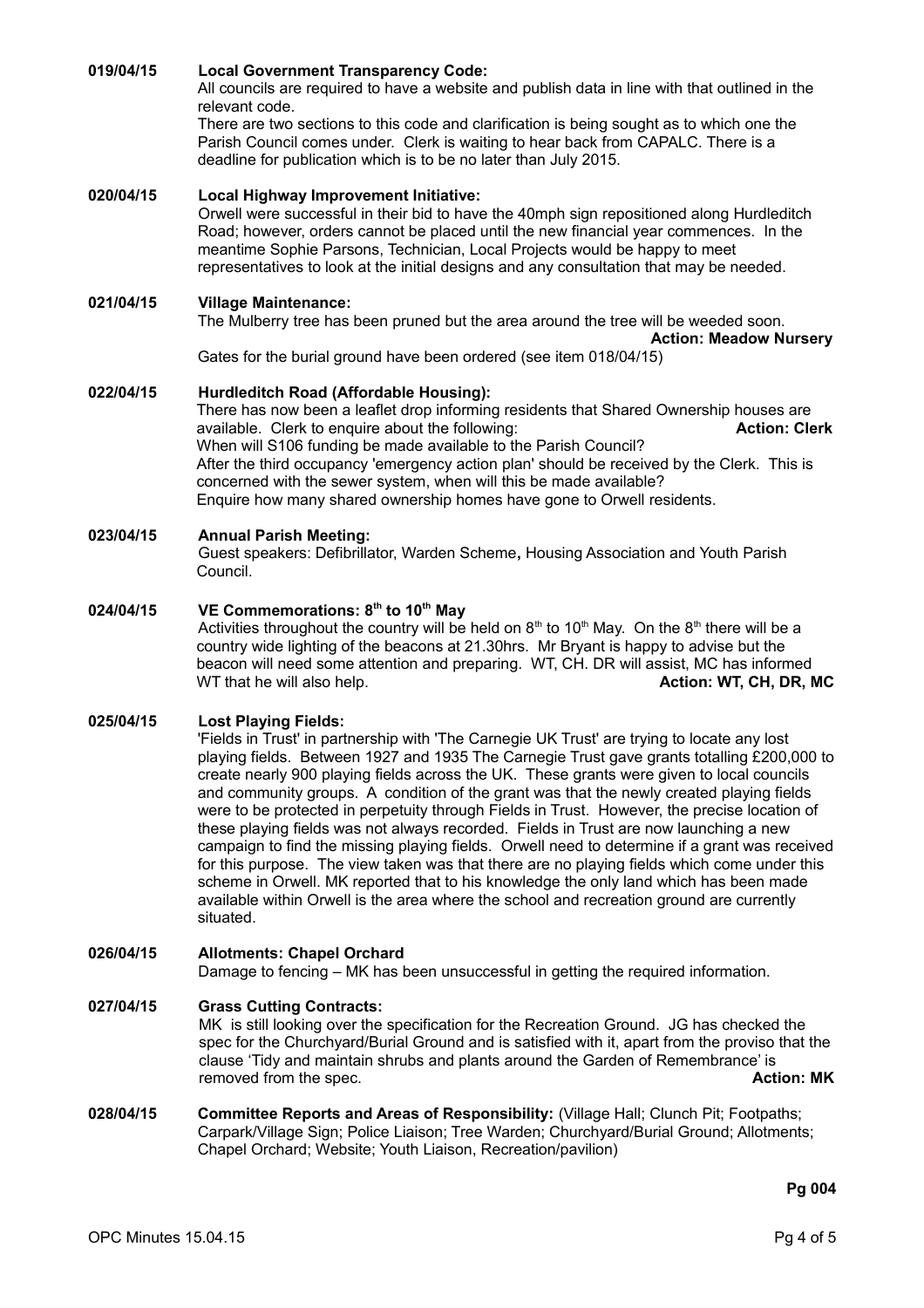**019/04/15 Local Government Transparency Code:**

All councils are required to have a website and publish data in line with that outlined in the relevant code.

There are two sections to this code and clarification is being sought as to which one the Parish Council comes under. Clerk is waiting to hear back from CAPALC. There is a deadline for publication which is to be no later than July 2015.

**020/04/15 Local Highway Improvement Initiative:**

Orwell were successful in their bid to have the 40mph sign repositioned along Hurdleditch Road; however, orders cannot be placed until the new financial year commences. In the meantime Sophie Parsons, Technician, Local Projects would be happy to meet representatives to look at the initial designs and any consultation that may be needed.

**021/04/15 Village Maintenance:**

The Mulberry tree has been pruned but the area around the tree will be weeded soon.

**Action: Meadow Nursery**

Gates for the burial ground have been ordered (see item 018/04/15)

**022/04/15 Hurdleditch Road (Affordable Housing):**

There has now been a leaflet drop informing residents that Shared Ownership houses are available. Clerk to enquire about the following: **Action: Clerk**

When will S106 funding be made available to the Parish Council?

After the third occupancy 'emergency action plan' should be received by the Clerk. This is concerned with the sewer system, when will this be made available?

Enquire how many shared ownership homes have gone to Orwell residents.

**023/04/15 Annual Parish Meeting:**

Guest speakers: Defibrillator, Warden Scheme**,** Housing Association and Youth Parish Council.

**024/04/15 VE Commemorations: 8th to 10th May**

Activities throughout the country will be held on 8th to 10th May. On the 8th there will be a country wide lighting of the beacons at 21.30hrs. Mr Bryant is happy to advise but the beacon will need some attention and preparing. WT, CH. DR will assist, MC has informed WT that he will also help. **Action: WT, CH, DR, MC**

**025/04/15 Lost Playing Fields:**

'Fields in Trust' in partnership with 'The Carnegie UK Trust' are trying to locate any lost playing fields. Between 1927 and 1935 The Carnegie Trust gave grants totalling £200,000 to create nearly 900 playing fields across the UK. These grants were given to local councils and community groups. A condition of the grant was that the newly created playing fields were to be protected in perpetuity through Fields in Trust. However, the precise location of these playing fields was not always recorded. Fields in Trust are now launching a new campaign to find the missing playing fields. Orwell need to determine if a grant was received for this purpose. The view taken was that there are no playing fields which come under this scheme in Orwell. MK reported that to his knowledge the only land which has been made available within Orwell is the area where the school and recreation ground are currently situated.

**026/04/15 Allotments: Chapel Orchard**

Damage to fencing – MK has been unsuccessful in getting the required information.

**027/04/15 Grass Cutting Contracts:**

MK is still looking over the specification for the Recreation Ground. JG has checked the spec for the Churchyard/Burial Ground and is satisfied with it, apart from the proviso that the clause 'Tidy and maintain shrubs and plants around the Garden of Remembrance' is removed from the spec. **Action: MK**

**028/04/15 Committee Reports and Areas of Responsibility:** (Village Hall; Clunch Pit; Footpaths; Carpark/Village Sign; Police Liaison; Tree Warden; Churchyard/Burial Ground; Allotments; Chapel Orchard; Website; Youth Liaison, Recreation/pavilion)

**Pg 004**

OPC Minutes 15.04.15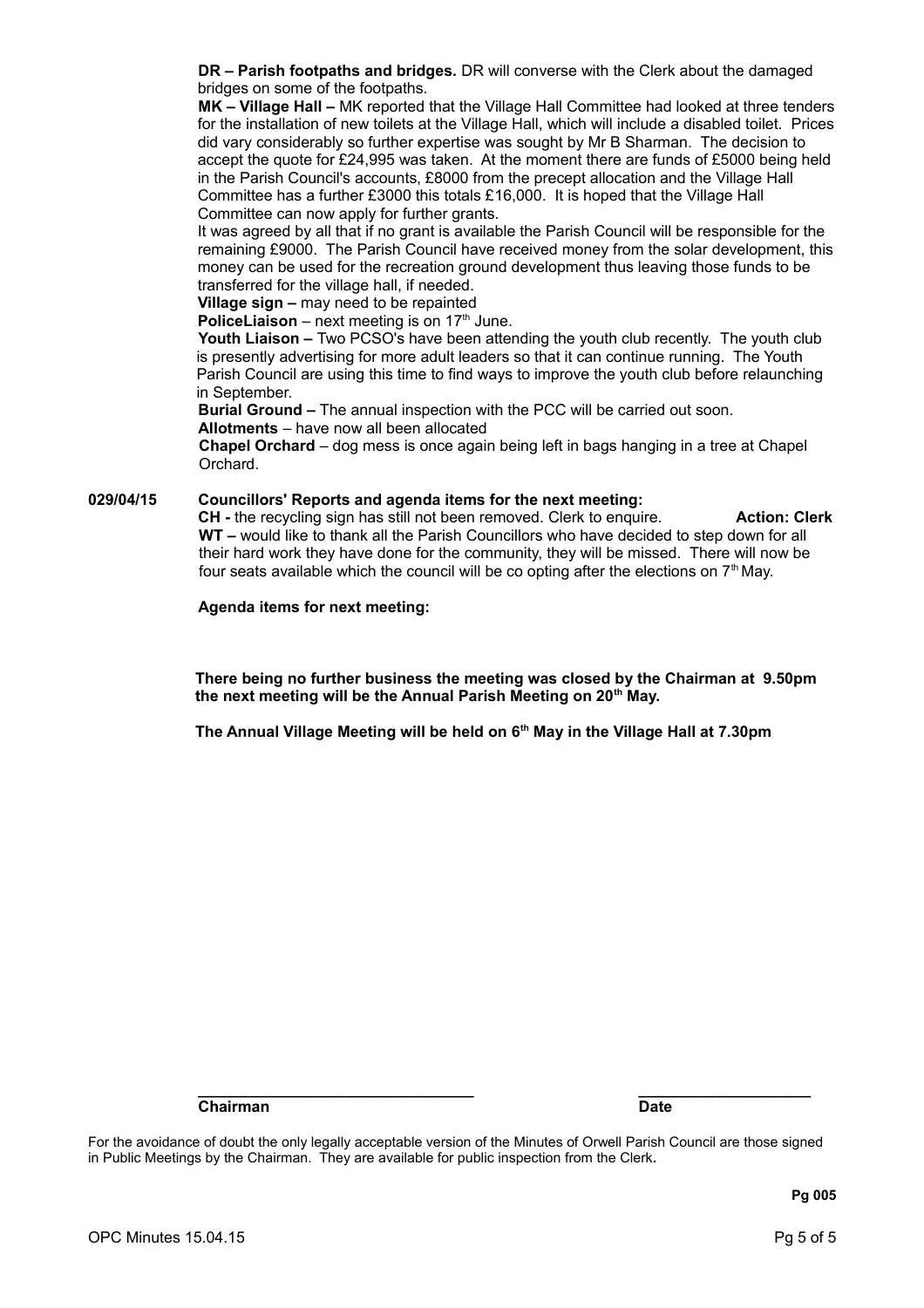**DR – Parish footpaths and bridges.** DR will converse with the Clerk about the damaged bridges on some of the footpaths.

**MK – Village Hall –** MK reported that the Village Hall Committee had looked at three tenders for the installation of new toilets at the Village Hall, which will include a disabled toilet. Prices did vary considerably so further expertise was sought by Mr B Sharman. The decision to accept the quote for £24,995 was taken. At the moment there are funds of £5000 being held in the Parish Council's accounts, £8000 from the precept allocation and the Village Hall Committee has a further £3000 this totals £16,000. It is hoped that the Village Hall Committee can now apply for further grants.

It was agreed by all that if no grant is available the Parish Council will be responsible for the remaining £9000. The Parish Council have received money from the solar development, this money can be used for the recreation ground development thus leaving those funds to be transferred for the village hall, if needed.

**Village sign –** may need to be repainted

**PoliceLiaison** – next meeting is on 17th June.

**Youth Liaison –** Two PCSO's have been attending the youth club recently. The youth club is presently advertising for more adult leaders so that it can continue running. The Youth Parish Council are using this time to find ways to improve the youth club before relaunching in September.

**Burial Ground –** The annual inspection with the PCC will be carried out soon.

**Allotments** – have now all been allocated

**Chapel Orchard** – dog mess is once again being left in bags hanging in a tree at Chapel Orchard.

**029/04/15 Councillors' Reports and agenda items for the next meeting:**

**CH -** the recycling sign has still not been removed. Clerk to enquire. **Action: Clerk**

**WT –** would like to thank all the Parish Councillors who have decided to step down for all their hard work they have done for the community, they will be missed. There will now be four seats available which the council will be co opting after the elections on 7th May.

**Agenda items for next meeting:**

**There being no further business the meeting was closed by the Chairman at 9.50pm the next meeting will be the Annual Parish Meeting on 20th May.**

**The Annual Village Meeting will be held on 6th May in the Village Hall at 7.30pm**

\_\_\_\_\_\_\_\_\_\_\_\_\_\_\_\_\_\_\_\_\_\_\_\_\_\_\_\_\_\_\_\_ \_\_\_\_\_\_\_\_\_\_\_\_\_\_\_\_\_\_\_\_

**Chairman** **Date**

For the avoidance of doubt the only legally acceptable version of the Minutes of Orwell Parish Council are those signed in Public Meetings by the Chairman. They are available for public inspection from the Clerk.

**Pg 005**